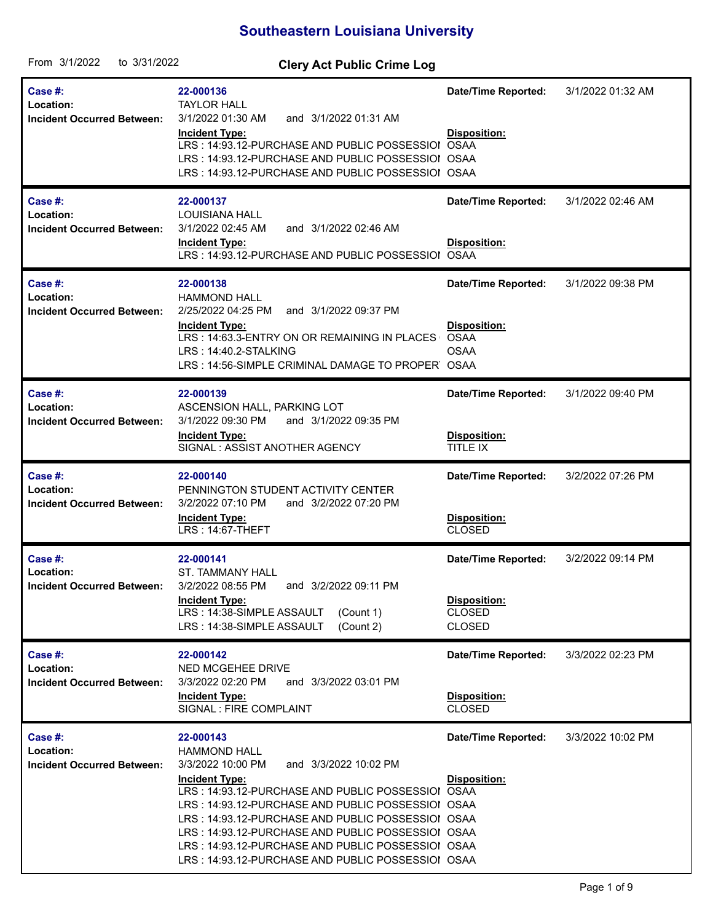# Southeastern Louisiana University

From 3/1/2022 to 3/31/2022

## Clery Act Public Crime Log

| Case #: | 22-000136 | Date/Time Reported: | 3/1/2022 01:32 AM |
|---|---|---|---|
| Location: | TAYLOR HALL | | |
| Incident Occurred Between: | 3/1/2022 01:30 AM and 3/1/2022 01:31 AM | | |
| | **Incident Type:** | **Disposition:** | |
| | LRS : 14:93.12-PURCHASE AND PUBLIC POSSESSIOI | OSAA | |
| | LRS : 14:93.12-PURCHASE AND PUBLIC POSSESSIOI | OSAA | |
| | LRS : 14:93.12-PURCHASE AND PUBLIC POSSESSIOI | OSAA | |

| Case #: | 22-000137 | Date/Time Reported: | 3/1/2022 02:46 AM |
|---|---|---|---|
| Location: | LOUISIANA HALL | | |
| Incident Occurred Between: | 3/1/2022 02:45 AM and 3/1/2022 02:46 AM | | |
| | **Incident Type:** | **Disposition:** | |
| | LRS : 14:93.12-PURCHASE AND PUBLIC POSSESSIOI | OSAA | |

| Case #: | 22-000138 | Date/Time Reported: | 3/1/2022 09:38 PM |
|---|---|---|---|
| Location: | HAMMOND HALL | | |
| Incident Occurred Between: | 2/25/2022 04:25 PM and 3/1/2022 09:37 PM | | |
| | **Incident Type:** | **Disposition:** | |
| | LRS : 14:63.3-ENTRY ON OR REMAINING IN PLACES | OSAA | |
| | LRS : 14:40.2-STALKING | OSAA | |
| | LRS : 14:56-SIMPLE CRIMINAL DAMAGE TO PROPER | OSAA | |

| Case #: | 22-000139 | Date/Time Reported: | 3/1/2022 09:40 PM |
|---|---|---|---|
| Location: | ASCENSION HALL, PARKING LOT | | |
| Incident Occurred Between: | 3/1/2022 09:30 PM and 3/1/2022 09:35 PM | | |
| | **Incident Type:** | **Disposition:** | |
| | SIGNAL : ASSIST ANOTHER AGENCY | TITLE IX | |

| Case #: | 22-000140 | Date/Time Reported: | 3/2/2022 07:26 PM |
|---|---|---|---|
| Location: | PENNINGTON STUDENT ACTIVITY CENTER | | |
| Incident Occurred Between: | 3/2/2022 07:10 PM and 3/2/2022 07:20 PM | | |
| | **Incident Type:** | **Disposition:** | |
| | LRS : 14:67-THEFT | CLOSED | |

| Case #: | 22-000141 | Date/Time Reported: | 3/2/2022 09:14 PM |
|---|---|---|---|
| Location: | ST. TAMMANY HALL | | |
| Incident Occurred Between: | 3/2/2022 08:55 PM and 3/2/2022 09:11 PM | | |
| | **Incident Type:** | **Disposition:** | |
| | LRS : 14:38-SIMPLE ASSAULT (Count 1) | CLOSED | |
| | LRS : 14:38-SIMPLE ASSAULT (Count 2) | CLOSED | |

| Case #: | 22-000142 | Date/Time Reported: | 3/3/2022 02:23 PM |
|---|---|---|---|
| Location: | NED MCGEHEE DRIVE | | |
| Incident Occurred Between: | 3/3/2022 02:20 PM and 3/3/2022 03:01 PM | | |
| | **Incident Type:** | **Disposition:** | |
| | SIGNAL : FIRE COMPLAINT | CLOSED | |

| Case #: | 22-000143 | Date/Time Reported: | 3/3/2022 10:02 PM |
|---|---|---|---|
| Location: | HAMMOND HALL | | |
| Incident Occurred Between: | 3/3/2022 10:00 PM and 3/3/2022 10:02 PM | | |
| | **Incident Type:** | **Disposition:** | |
| | LRS : 14:93.12-PURCHASE AND PUBLIC POSSESSIOI | OSAA | |
| | LRS : 14:93.12-PURCHASE AND PUBLIC POSSESSIOI | OSAA | |
| | LRS : 14:93.12-PURCHASE AND PUBLIC POSSESSIOI | OSAA | |
| | LRS : 14:93.12-PURCHASE AND PUBLIC POSSESSIOI | OSAA | |
| | LRS : 14:93.12-PURCHASE AND PUBLIC POSSESSIOI | OSAA | |
| | LRS : 14:93.12-PURCHASE AND PUBLIC POSSESSIOI | OSAA | |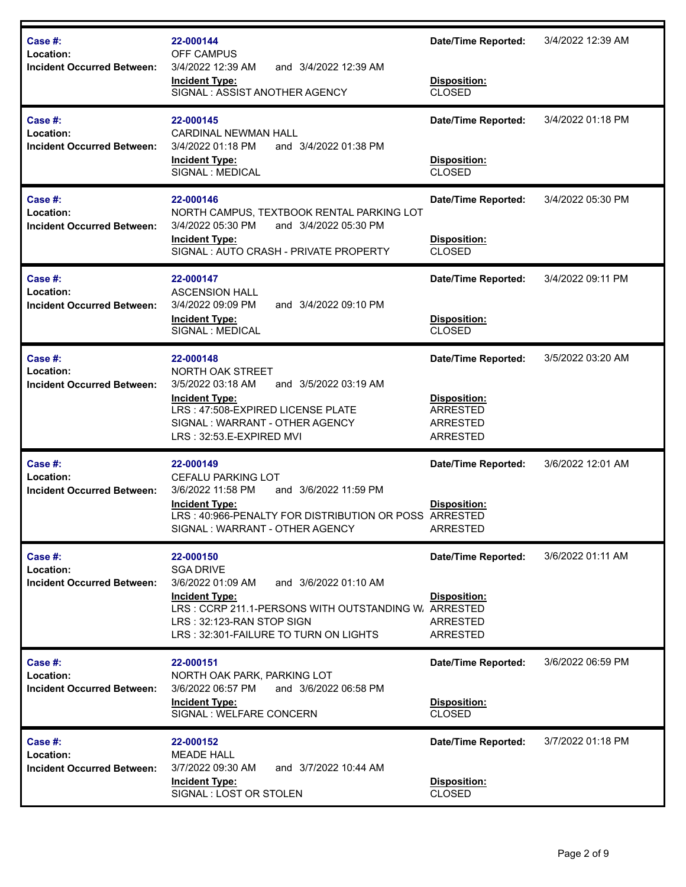| Field | Value | Field | Value |
|---|---|---|---|
| **Case #:** | 22-000144 | **Date/Time Reported:** | 3/4/2022 12:39 AM |
| **Location:** | OFF CAMPUS | | |
| **Incident Occurred Between:** | 3/4/2022 12:39 AM and 3/4/2022 12:39 AM | | |
| | **Incident Type:** | **Disposition:** | |
| | SIGNAL : ASSIST ANOTHER AGENCY | CLOSED | |

| Field | Value | Field | Value |
|---|---|---|---|
| **Case #:** | 22-000145 | **Date/Time Reported:** | 3/4/2022 01:18 PM |
| **Location:** | CARDINAL NEWMAN HALL | | |
| **Incident Occurred Between:** | 3/4/2022 01:18 PM and 3/4/2022 01:38 PM | | |
| | **Incident Type:** | **Disposition:** | |
| | SIGNAL : MEDICAL | CLOSED | |

| Field | Value | Field | Value |
|---|---|---|---|
| **Case #:** | 22-000146 | **Date/Time Reported:** | 3/4/2022 05:30 PM |
| **Location:** | NORTH CAMPUS, TEXTBOOK RENTAL PARKING LOT | | |
| **Incident Occurred Between:** | 3/4/2022 05:30 PM and 3/4/2022 05:30 PM | | |
| | **Incident Type:** | **Disposition:** | |
| | SIGNAL : AUTO CRASH - PRIVATE PROPERTY | CLOSED | |

| Field | Value | Field | Value |
|---|---|---|---|
| **Case #:** | 22-000147 | **Date/Time Reported:** | 3/4/2022 09:11 PM |
| **Location:** | ASCENSION HALL | | |
| **Incident Occurred Between:** | 3/4/2022 09:09 PM and 3/4/2022 09:10 PM | | |
| | **Incident Type:** | **Disposition:** | |
| | SIGNAL : MEDICAL | CLOSED | |

| Field | Value | Field | Value |
|---|---|---|---|
| **Case #:** | 22-000148 | **Date/Time Reported:** | 3/5/2022 03:20 AM |
| **Location:** | NORTH OAK STREET | | |
| **Incident Occurred Between:** | 3/5/2022 03:18 AM and 3/5/2022 03:19 AM | | |
| | **Incident Type:** | **Disposition:** | |
| | LRS : 47:508-EXPIRED LICENSE PLATE | ARRESTED | |
| | SIGNAL : WARRANT - OTHER AGENCY | ARRESTED | |
| | LRS : 32:53.E-EXPIRED MVI | ARRESTED | |

| Field | Value | Field | Value |
|---|---|---|---|
| **Case #:** | 22-000149 | **Date/Time Reported:** | 3/6/2022 12:01 AM |
| **Location:** | CEFALU PARKING LOT | | |
| **Incident Occurred Between:** | 3/6/2022 11:58 PM and 3/6/2022 11:59 PM | | |
| | **Incident Type:** | **Disposition:** | |
| | LRS : 40:966-PENALTY FOR DISTRIBUTION OR POSS | ARRESTED | |
| | SIGNAL : WARRANT - OTHER AGENCY | ARRESTED | |

| Field | Value | Field | Value |
|---|---|---|---|
| **Case #:** | 22-000150 | **Date/Time Reported:** | 3/6/2022 01:11 AM |
| **Location:** | SGA DRIVE | | |
| **Incident Occurred Between:** | 3/6/2022 01:09 AM and 3/6/2022 01:10 AM | | |
| | **Incident Type:** | **Disposition:** | |
| | LRS : CCRP 211.1-PERSONS WITH OUTSTANDING W. | ARRESTED | |
| | LRS : 32:123-RAN STOP SIGN | ARRESTED | |
| | LRS : 32:301-FAILURE TO TURN ON LIGHTS | ARRESTED | |

| Field | Value | Field | Value |
|---|---|---|---|
| **Case #:** | 22-000151 | **Date/Time Reported:** | 3/6/2022 06:59 PM |
| **Location:** | NORTH OAK PARK, PARKING LOT | | |
| **Incident Occurred Between:** | 3/6/2022 06:57 PM and 3/6/2022 06:58 PM | | |
| | **Incident Type:** | **Disposition:** | |
| | SIGNAL : WELFARE CONCERN | CLOSED | |

| Field | Value | Field | Value |
|---|---|---|---|
| **Case #:** | 22-000152 | **Date/Time Reported:** | 3/7/2022 01:18 PM |
| **Location:** | MEADE HALL | | |
| **Incident Occurred Between:** | 3/7/2022 09:30 AM and 3/7/2022 10:44 AM | | |
| | **Incident Type:** | **Disposition:** | |
| | SIGNAL : LOST OR STOLEN | CLOSED | |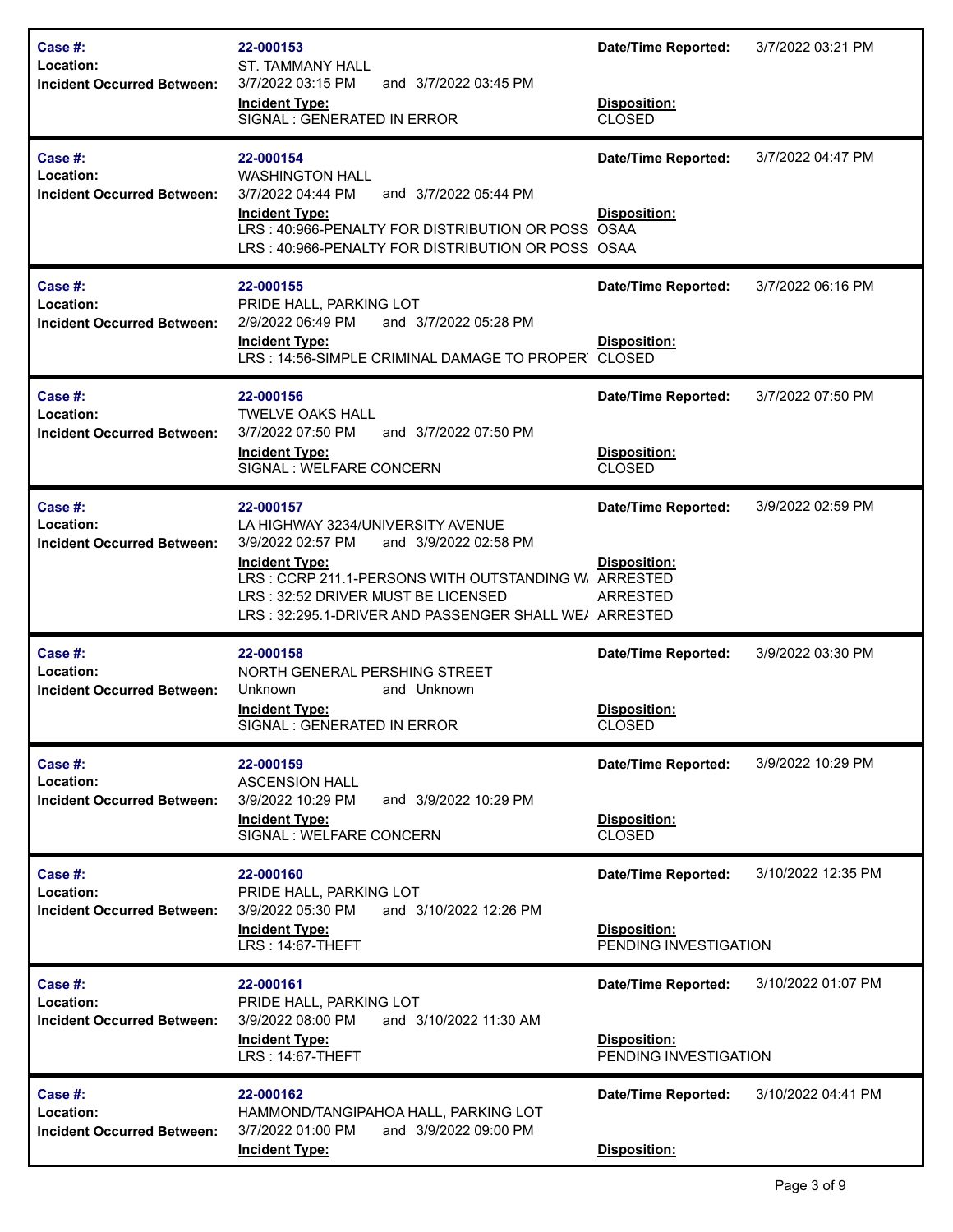| | | | |
|---|---|---|---|
| **Case #:** | **22-000153** | **Date/Time Reported:** | 3/7/2022 03:21 PM |
| **Location:** | ST. TAMMANY HALL | | |
| **Incident Occurred Between:** | 3/7/2022 03:15 PM and 3/7/2022 03:45 PM | | |
| | **Incident Type:** | **Disposition:** | |
| | SIGNAL : GENERATED IN ERROR | CLOSED | |

| | | | |
|---|---|---|---|
| **Case #:** | **22-000154** | **Date/Time Reported:** | 3/7/2022 04:47 PM |
| **Location:** | WASHINGTON HALL | | |
| **Incident Occurred Between:** | 3/7/2022 04:44 PM and 3/7/2022 05:44 PM | | |
| | **Incident Type:** | **Disposition:** | |
| | LRS : 40:966-PENALTY FOR DISTRIBUTION OR POSS | OSAA | |
| | LRS : 40:966-PENALTY FOR DISTRIBUTION OR POSS | OSAA | |

| | | | |
|---|---|---|---|
| **Case #:** | **22-000155** | **Date/Time Reported:** | 3/7/2022 06:16 PM |
| **Location:** | PRIDE HALL, PARKING LOT | | |
| **Incident Occurred Between:** | 2/9/2022 06:49 PM and 3/7/2022 05:28 PM | | |
| | **Incident Type:** | **Disposition:** | |
| | LRS : 14:56-SIMPLE CRIMINAL DAMAGE TO PROPERT | CLOSED | |

| | | | |
|---|---|---|---|
| **Case #:** | **22-000156** | **Date/Time Reported:** | 3/7/2022 07:50 PM |
| **Location:** | TWELVE OAKS HALL | | |
| **Incident Occurred Between:** | 3/7/2022 07:50 PM and 3/7/2022 07:50 PM | | |
| | **Incident Type:** | **Disposition:** | |
| | SIGNAL : WELFARE CONCERN | CLOSED | |

| | | | |
|---|---|---|---|
| **Case #:** | **22-000157** | **Date/Time Reported:** | 3/9/2022 02:59 PM |
| **Location:** | LA HIGHWAY 3234/UNIVERSITY AVENUE | | |
| **Incident Occurred Between:** | 3/9/2022 02:57 PM and 3/9/2022 02:58 PM | | |
| | **Incident Type:** | **Disposition:** | |
| | LRS : CCRP 211.1-PERSONS WITH OUTSTANDING W. | ARRESTED | |
| | LRS : 32:52 DRIVER MUST BE LICENSED | ARRESTED | |
| | LRS : 32:295.1-DRIVER AND PASSENGER SHALL WE/ | ARRESTED | |

| | | | |
|---|---|---|---|
| **Case #:** | **22-000158** | **Date/Time Reported:** | 3/9/2022 03:30 PM |
| **Location:** | NORTH GENERAL PERSHING STREET | | |
| **Incident Occurred Between:** | Unknown and Unknown | | |
| | **Incident Type:** | **Disposition:** | |
| | SIGNAL : GENERATED IN ERROR | CLOSED | |

| | | | |
|---|---|---|---|
| **Case #:** | **22-000159** | **Date/Time Reported:** | 3/9/2022 10:29 PM |
| **Location:** | ASCENSION HALL | | |
| **Incident Occurred Between:** | 3/9/2022 10:29 PM and 3/9/2022 10:29 PM | | |
| | **Incident Type:** | **Disposition:** | |
| | SIGNAL : WELFARE CONCERN | CLOSED | |

| | | | |
|---|---|---|---|
| **Case #:** | **22-000160** | **Date/Time Reported:** | 3/10/2022 12:35 PM |
| **Location:** | PRIDE HALL, PARKING LOT | | |
| **Incident Occurred Between:** | 3/9/2022 05:30 PM and 3/10/2022 12:26 PM | | |
| | **Incident Type:** | **Disposition:** | |
| | LRS : 14:67-THEFT | PENDING INVESTIGATION | |

| | | | |
|---|---|---|---|
| **Case #:** | **22-000161** | **Date/Time Reported:** | 3/10/2022 01:07 PM |
| **Location:** | PRIDE HALL, PARKING LOT | | |
| **Incident Occurred Between:** | 3/9/2022 08:00 PM and 3/10/2022 11:30 AM | | |
| | **Incident Type:** | **Disposition:** | |
| | LRS : 14:67-THEFT | PENDING INVESTIGATION | |

| | | | |
|---|---|---|---|
| **Case #:** | **22-000162** | **Date/Time Reported:** | 3/10/2022 04:41 PM |
| **Location:** | HAMMOND/TANGIPAHOA HALL, PARKING LOT | | |
| **Incident Occurred Between:** | 3/7/2022 01:00 PM and 3/9/2022 09:00 PM | | |
| | **Incident Type:** | **Disposition:** | |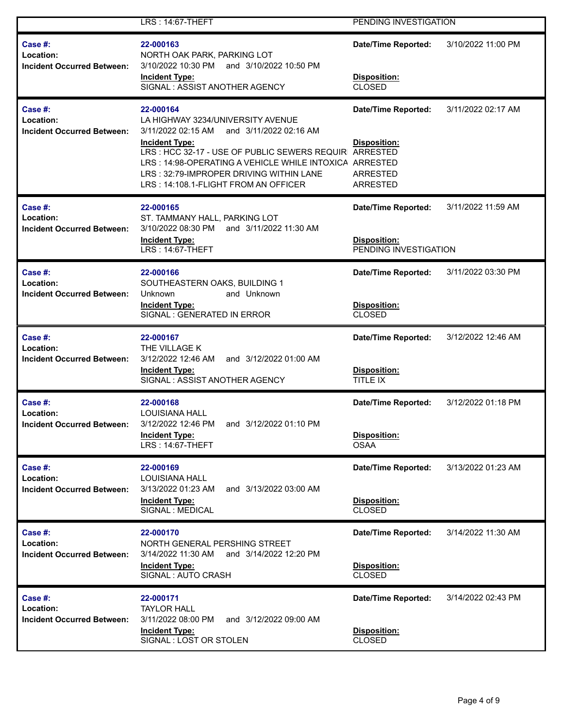| | | | |
|---|---|---|---|
| | LRS : 14:67-THEFT | PENDING INVESTIGATION | |

| | | | |
|---|---|---|---|
| **Case #:** | **22-000163** | **Date/Time Reported:** | 3/10/2022 11:00 PM |
| **Location:** | NORTH OAK PARK, PARKING LOT | | |
| **Incident Occurred Between:** | 3/10/2022 10:30 PM and 3/10/2022 10:50 PM | | |
| | **Incident Type:** | **Disposition:** | |
| | SIGNAL : ASSIST ANOTHER AGENCY | CLOSED | |

| | | | |
|---|---|---|---|
| **Case #:** | **22-000164** | **Date/Time Reported:** | 3/11/2022 02:17 AM |
| **Location:** | LA HIGHWAY 3234/UNIVERSITY AVENUE | | |
| **Incident Occurred Between:** | 3/11/2022 02:15 AM and 3/11/2022 02:16 AM | | |
| | **Incident Type:** | **Disposition:** | |
| | LRS : HCC 32-17 - USE OF PUBLIC SEWERS REQUIR | ARRESTED | |
| | LRS : 14:98-OPERATING A VEHICLE WHILE INTOXICA | ARRESTED | |
| | LRS : 32:79-IMPROPER DRIVING WITHIN LANE | ARRESTED | |
| | LRS : 14:108.1-FLIGHT FROM AN OFFICER | ARRESTED | |

| | | | |
|---|---|---|---|
| **Case #:** | **22-000165** | **Date/Time Reported:** | 3/11/2022 11:59 AM |
| **Location:** | ST. TAMMANY HALL, PARKING LOT | | |
| **Incident Occurred Between:** | 3/10/2022 08:30 PM and 3/11/2022 11:30 AM | | |
| | **Incident Type:** | **Disposition:** | |
| | LRS : 14:67-THEFT | PENDING INVESTIGATION | |

| | | | |
|---|---|---|---|
| **Case #:** | **22-000166** | **Date/Time Reported:** | 3/11/2022 03:30 PM |
| **Location:** | SOUTHEASTERN OAKS, BUILDING 1 | | |
| **Incident Occurred Between:** | Unknown and Unknown | | |
| | **Incident Type:** | **Disposition:** | |
| | SIGNAL : GENERATED IN ERROR | CLOSED | |

| | | | |
|---|---|---|---|
| **Case #:** | **22-000167** | **Date/Time Reported:** | 3/12/2022 12:46 AM |
| **Location:** | THE VILLAGE K | | |
| **Incident Occurred Between:** | 3/12/2022 12:46 AM and 3/12/2022 01:00 AM | | |
| | **Incident Type:** | **Disposition:** | |
| | SIGNAL : ASSIST ANOTHER AGENCY | TITLE IX | |

| | | | |
|---|---|---|---|
| **Case #:** | **22-000168** | **Date/Time Reported:** | 3/12/2022 01:18 PM |
| **Location:** | LOUISIANA HALL | | |
| **Incident Occurred Between:** | 3/12/2022 12:46 PM and 3/12/2022 01:10 PM | | |
| | **Incident Type:** | **Disposition:** | |
| | LRS : 14:67-THEFT | OSAA | |

| | | | |
|---|---|---|---|
| **Case #:** | **22-000169** | **Date/Time Reported:** | 3/13/2022 01:23 AM |
| **Location:** | LOUISIANA HALL | | |
| **Incident Occurred Between:** | 3/13/2022 01:23 AM and 3/13/2022 03:00 AM | | |
| | **Incident Type:** | **Disposition:** | |
| | SIGNAL : MEDICAL | CLOSED | |

| | | | |
|---|---|---|---|
| **Case #:** | **22-000170** | **Date/Time Reported:** | 3/14/2022 11:30 AM |
| **Location:** | NORTH GENERAL PERSHING STREET | | |
| **Incident Occurred Between:** | 3/14/2022 11:30 AM and 3/14/2022 12:20 PM | | |
| | **Incident Type:** | **Disposition:** | |
| | SIGNAL : AUTO CRASH | CLOSED | |

| | | | |
|---|---|---|---|
| **Case #:** | **22-000171** | **Date/Time Reported:** | 3/14/2022 02:43 PM |
| **Location:** | TAYLOR HALL | | |
| **Incident Occurred Between:** | 3/11/2022 08:00 PM and 3/12/2022 09:00 AM | | |
| | **Incident Type:** | **Disposition:** | |
| | SIGNAL : LOST OR STOLEN | CLOSED | |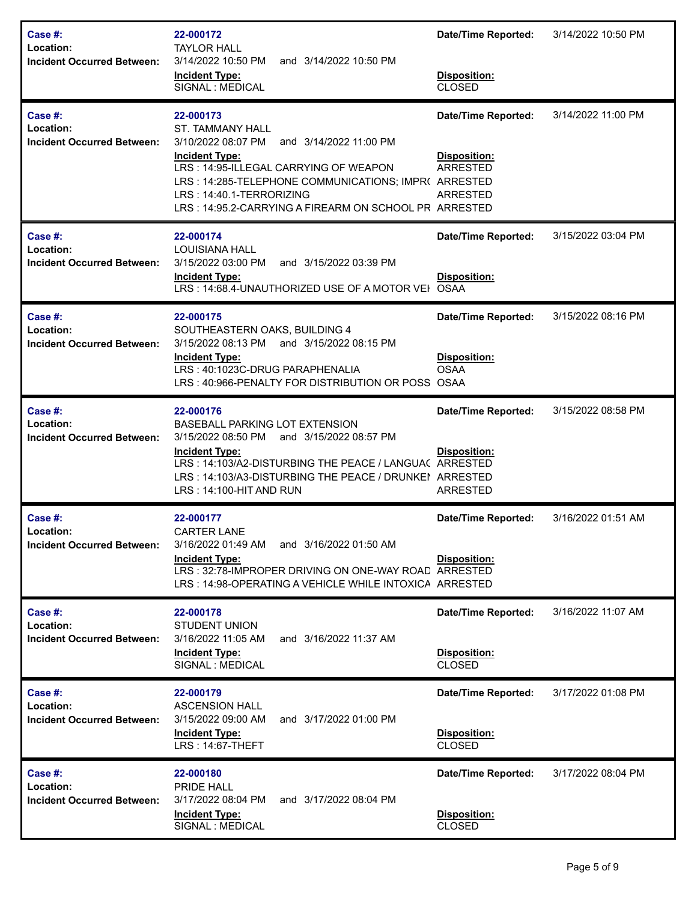| | | | |
|---|---|---|---|
| **Case #:** | **22-000172** | **Date/Time Reported:** | 3/14/2022 10:50 PM |
| **Location:** | TAYLOR HALL | | |
| **Incident Occurred Between:** | 3/14/2022 10:50 PM and 3/14/2022 10:50 PM | | |
| | **Incident Type:** | **Disposition:** | |
| | SIGNAL : MEDICAL | CLOSED | |

| | | | |
|---|---|---|---|
| **Case #:** | **22-000173** | **Date/Time Reported:** | 3/14/2022 11:00 PM |
| **Location:** | ST. TAMMANY HALL | | |
| **Incident Occurred Between:** | 3/10/2022 08:07 PM and 3/14/2022 11:00 PM | | |
| | **Incident Type:** | **Disposition:** | |
| | LRS : 14:95-ILLEGAL CARRYING OF WEAPON | ARRESTED | |
| | LRS : 14:285-TELEPHONE COMMUNICATIONS; IMPR( | ARRESTED | |
| | LRS : 14:40.1-TERRORIZING | ARRESTED | |
| | LRS : 14:95.2-CARRYING A FIREARM ON SCHOOL PR | ARRESTED | |

| | | | |
|---|---|---|---|
| **Case #:** | **22-000174** | **Date/Time Reported:** | 3/15/2022 03:04 PM |
| **Location:** | LOUISIANA HALL | | |
| **Incident Occurred Between:** | 3/15/2022 03:00 PM and 3/15/2022 03:39 PM | | |
| | **Incident Type:** | **Disposition:** | |
| | LRS : 14:68.4-UNAUTHORIZED USE OF A MOTOR VEH | OSAA | |

| | | | |
|---|---|---|---|
| **Case #:** | **22-000175** | **Date/Time Reported:** | 3/15/2022 08:16 PM |
| **Location:** | SOUTHEASTERN OAKS, BUILDING 4 | | |
| **Incident Occurred Between:** | 3/15/2022 08:13 PM and 3/15/2022 08:15 PM | | |
| | **Incident Type:** | **Disposition:** | |
| | LRS : 40:1023C-DRUG PARAPHENALIA | OSAA | |
| | LRS : 40:966-PENALTY FOR DISTRIBUTION OR POSS | OSAA | |

| | | | |
|---|---|---|---|
| **Case #:** | **22-000176** | **Date/Time Reported:** | 3/15/2022 08:58 PM |
| **Location:** | BASEBALL PARKING LOT EXTENSION | | |
| **Incident Occurred Between:** | 3/15/2022 08:50 PM and 3/15/2022 08:57 PM | | |
| | **Incident Type:** | **Disposition:** | |
| | LRS : 14:103/A2-DISTURBING THE PEACE / LANGUAC | ARRESTED | |
| | LRS : 14:103/A3-DISTURBING THE PEACE / DRUNKEN | ARRESTED | |
| | LRS : 14:100-HIT AND RUN | ARRESTED | |

| | | | |
|---|---|---|---|
| **Case #:** | **22-000177** | **Date/Time Reported:** | 3/16/2022 01:51 AM |
| **Location:** | CARTER LANE | | |
| **Incident Occurred Between:** | 3/16/2022 01:49 AM and 3/16/2022 01:50 AM | | |
| | **Incident Type:** | **Disposition:** | |
| | LRS : 32:78-IMPROPER DRIVING ON ONE-WAY ROAD | ARRESTED | |
| | LRS : 14:98-OPERATING A VEHICLE WHILE INTOXICA | ARRESTED | |

| | | | |
|---|---|---|---|
| **Case #:** | **22-000178** | **Date/Time Reported:** | 3/16/2022 11:07 AM |
| **Location:** | STUDENT UNION | | |
| **Incident Occurred Between:** | 3/16/2022 11:05 AM and 3/16/2022 11:37 AM | | |
| | **Incident Type:** | **Disposition:** | |
| | SIGNAL : MEDICAL | CLOSED | |

| | | | |
|---|---|---|---|
| **Case #:** | **22-000179** | **Date/Time Reported:** | 3/17/2022 01:08 PM |
| **Location:** | ASCENSION HALL | | |
| **Incident Occurred Between:** | 3/15/2022 09:00 AM and 3/17/2022 01:00 PM | | |
| | **Incident Type:** | **Disposition:** | |
| | LRS : 14:67-THEFT | CLOSED | |

| | | | |
|---|---|---|---|
| **Case #:** | **22-000180** | **Date/Time Reported:** | 3/17/2022 08:04 PM |
| **Location:** | PRIDE HALL | | |
| **Incident Occurred Between:** | 3/17/2022 08:04 PM and 3/17/2022 08:04 PM | | |
| | **Incident Type:** | **Disposition:** | |
| | SIGNAL : MEDICAL | CLOSED | |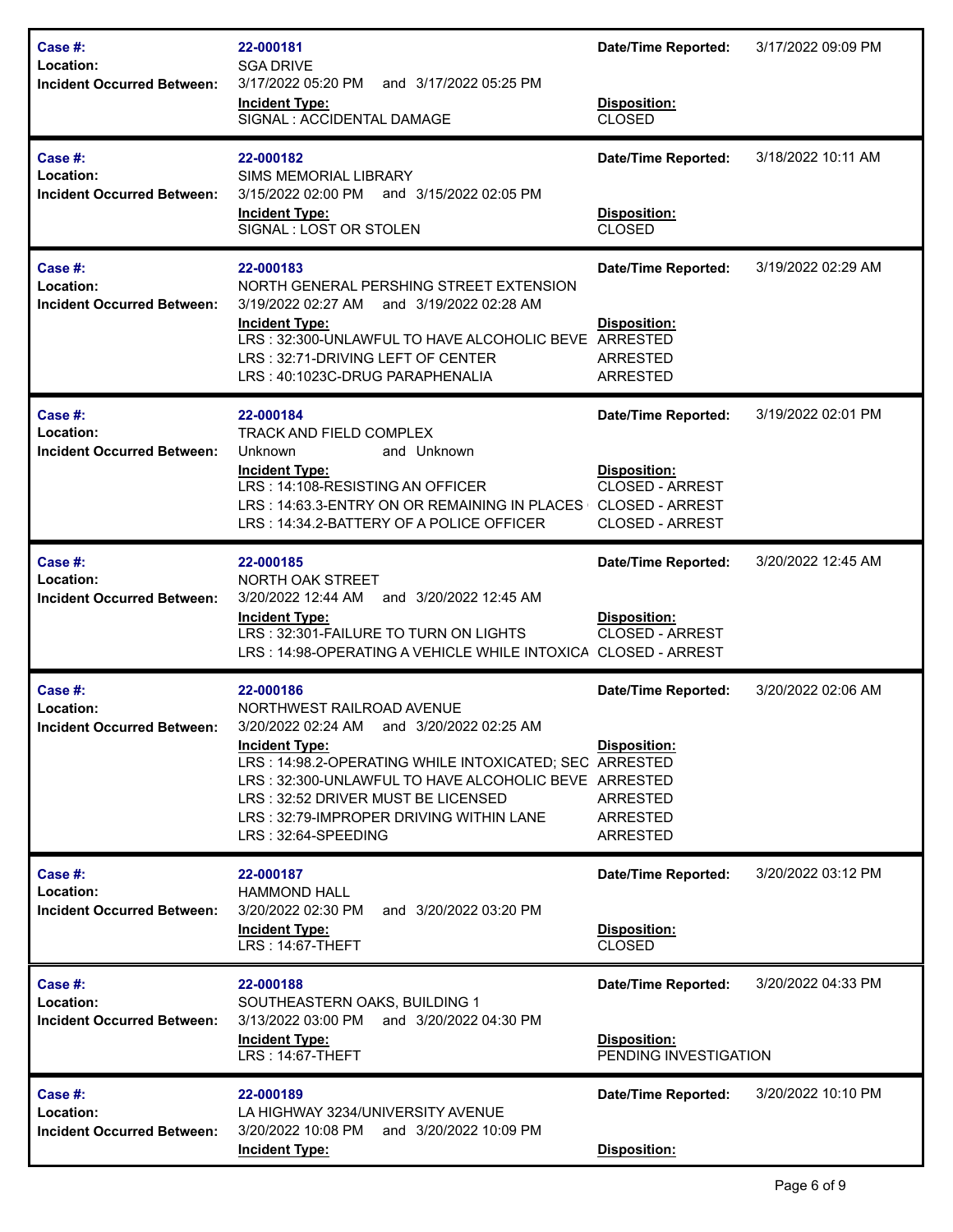| | | | |
|---|---|---|---|
| **Case #:** | **22-000181** | **Date/Time Reported:** | 3/17/2022 09:09 PM |
| **Location:** | SGA DRIVE | | |
| **Incident Occurred Between:** | 3/17/2022 05:20 PM and 3/17/2022 05:25 PM | | |
| | **Incident Type:** | **Disposition:** | |
| | SIGNAL : ACCIDENTAL DAMAGE | CLOSED | |

| | | | |
|---|---|---|---|
| **Case #:** | **22-000182** | **Date/Time Reported:** | 3/18/2022 10:11 AM |
| **Location:** | SIMS MEMORIAL LIBRARY | | |
| **Incident Occurred Between:** | 3/15/2022 02:00 PM and 3/15/2022 02:05 PM | | |
| | **Incident Type:** | **Disposition:** | |
| | SIGNAL : LOST OR STOLEN | CLOSED | |

| | | | |
|---|---|---|---|
| **Case #:** | **22-000183** | **Date/Time Reported:** | 3/19/2022 02:29 AM |
| **Location:** | NORTH GENERAL PERSHING STREET EXTENSION | | |
| **Incident Occurred Between:** | 3/19/2022 02:27 AM and 3/19/2022 02:28 AM | | |
| | **Incident Type:** | **Disposition:** | |
| | LRS : 32:300-UNLAWFUL TO HAVE ALCOHOLIC BEVE | ARRESTED | |
| | LRS : 32:71-DRIVING LEFT OF CENTER | ARRESTED | |
| | LRS : 40:1023C-DRUG PARAPHENALIA | ARRESTED | |

| | | | |
|---|---|---|---|
| **Case #:** | **22-000184** | **Date/Time Reported:** | 3/19/2022 02:01 PM |
| **Location:** | TRACK AND FIELD COMPLEX | | |
| **Incident Occurred Between:** | Unknown and Unknown | | |
| | **Incident Type:** | **Disposition:** | |
| | LRS : 14:108-RESISTING AN OFFICER | CLOSED - ARREST | |
| | LRS : 14:63.3-ENTRY ON OR REMAINING IN PLACES | CLOSED - ARREST | |
| | LRS : 14:34.2-BATTERY OF A POLICE OFFICER | CLOSED - ARREST | |

| | | | |
|---|---|---|---|
| **Case #:** | **22-000185** | **Date/Time Reported:** | 3/20/2022 12:45 AM |
| **Location:** | NORTH OAK STREET | | |
| **Incident Occurred Between:** | 3/20/2022 12:44 AM and 3/20/2022 12:45 AM | | |
| | **Incident Type:** | **Disposition:** | |
| | LRS : 32:301-FAILURE TO TURN ON LIGHTS | CLOSED - ARREST | |
| | LRS : 14:98-OPERATING A VEHICLE WHILE INTOXICA | CLOSED - ARREST | |

| | | | |
|---|---|---|---|
| **Case #:** | **22-000186** | **Date/Time Reported:** | 3/20/2022 02:06 AM |
| **Location:** | NORTHWEST RAILROAD AVENUE | | |
| **Incident Occurred Between:** | 3/20/2022 02:24 AM and 3/20/2022 02:25 AM | | |
| | **Incident Type:** | **Disposition:** | |
| | LRS : 14:98.2-OPERATING WHILE INTOXICATED; SEC | ARRESTED | |
| | LRS : 32:300-UNLAWFUL TO HAVE ALCOHOLIC BEVE | ARRESTED | |
| | LRS : 32:52 DRIVER MUST BE LICENSED | ARRESTED | |
| | LRS : 32:79-IMPROPER DRIVING WITHIN LANE | ARRESTED | |
| | LRS : 32:64-SPEEDING | ARRESTED | |

| | | | |
|---|---|---|---|
| **Case #:** | **22-000187** | **Date/Time Reported:** | 3/20/2022 03:12 PM |
| **Location:** | HAMMOND HALL | | |
| **Incident Occurred Between:** | 3/20/2022 02:30 PM and 3/20/2022 03:20 PM | | |
| | **Incident Type:** | **Disposition:** | |
| | LRS : 14:67-THEFT | CLOSED | |

| | | | |
|---|---|---|---|
| **Case #:** | **22-000188** | **Date/Time Reported:** | 3/20/2022 04:33 PM |
| **Location:** | SOUTHEASTERN OAKS, BUILDING 1 | | |
| **Incident Occurred Between:** | 3/13/2022 03:00 PM and 3/20/2022 04:30 PM | | |
| | **Incident Type:** | **Disposition:** | |
| | LRS : 14:67-THEFT | PENDING INVESTIGATION | |

| | | | |
|---|---|---|---|
| **Case #:** | **22-000189** | **Date/Time Reported:** | 3/20/2022 10:10 PM |
| **Location:** | LA HIGHWAY 3234/UNIVERSITY AVENUE | | |
| **Incident Occurred Between:** | 3/20/2022 10:08 PM and 3/20/2022 10:09 PM | | |
| | **Incident Type:** | **Disposition:** | |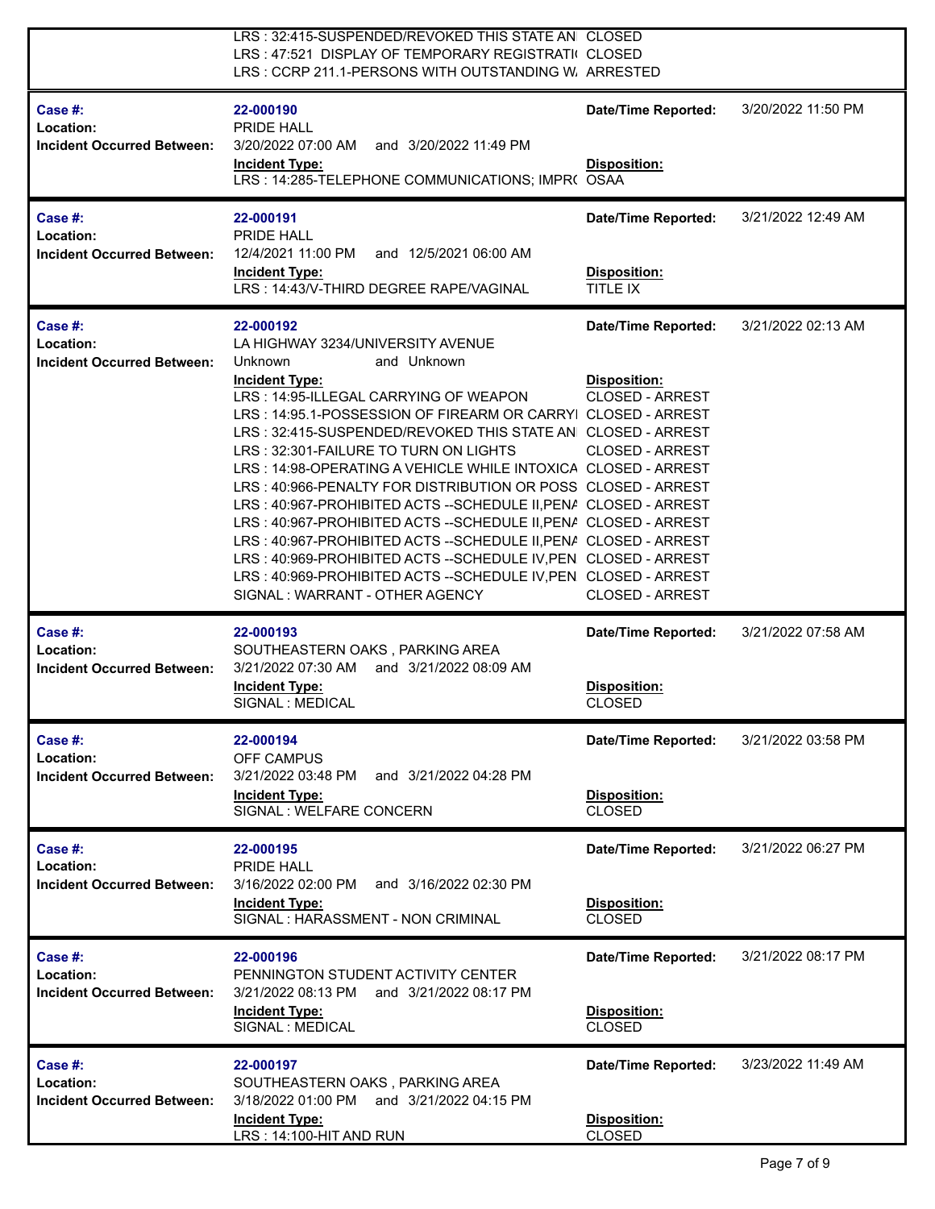| | | | |
|---|---|---|---|
| | LRS : 32:415-SUSPENDED/REVOKED THIS STATE AN | CLOSED | |
| | LRS : 47:521 DISPLAY OF TEMPORARY REGISTRATI( | CLOSED | |
| | LRS : CCRP 211.1-PERSONS WITH OUTSTANDING W. | ARRESTED | |

| | | | |
|---|---|---|---|
| **Case #:** | **22-000190** | **Date/Time Reported:** | 3/20/2022 11:50 PM |
| **Location:** | PRIDE HALL | | |
| **Incident Occurred Between:** | 3/20/2022 07:00 AM and 3/20/2022 11:49 PM | | |
| | **Incident Type:** | **Disposition:** | |
| | LRS : 14:285-TELEPHONE COMMUNICATIONS; IMPR( | OSAA | |

| | | | |
|---|---|---|---|
| **Case #:** | **22-000191** | **Date/Time Reported:** | 3/21/2022 12:49 AM |
| **Location:** | PRIDE HALL | | |
| **Incident Occurred Between:** | 12/4/2021 11:00 PM and 12/5/2021 06:00 AM | | |
| | **Incident Type:** | **Disposition:** | |
| | LRS : 14:43/V-THIRD DEGREE RAPE/VAGINAL | TITLE IX | |

| | | | |
|---|---|---|---|
| **Case #:** | **22-000192** | **Date/Time Reported:** | 3/21/2022 02:13 AM |
| **Location:** | LA HIGHWAY 3234/UNIVERSITY AVENUE | | |
| **Incident Occurred Between:** | Unknown and Unknown | | |
| | **Incident Type:** | **Disposition:** | |
| | LRS : 14:95-ILLEGAL CARRYING OF WEAPON | CLOSED - ARREST | |
| | LRS : 14:95.1-POSSESSION OF FIREARM OR CARRYI | CLOSED - ARREST | |
| | LRS : 32:415-SUSPENDED/REVOKED THIS STATE AN | CLOSED - ARREST | |
| | LRS : 32:301-FAILURE TO TURN ON LIGHTS | CLOSED - ARREST | |
| | LRS : 14:98-OPERATING A VEHICLE WHILE INTOXICA | CLOSED - ARREST | |
| | LRS : 40:966-PENALTY FOR DISTRIBUTION OR POSS | CLOSED - ARREST | |
| | LRS : 40:967-PROHIBITED ACTS --SCHEDULE II,PEN/ | CLOSED - ARREST | |
| | LRS : 40:967-PROHIBITED ACTS --SCHEDULE II,PEN/ | CLOSED - ARREST | |
| | LRS : 40:967-PROHIBITED ACTS --SCHEDULE II,PEN/ | CLOSED - ARREST | |
| | LRS : 40:969-PROHIBITED ACTS --SCHEDULE IV,PEN | CLOSED - ARREST | |
| | LRS : 40:969-PROHIBITED ACTS --SCHEDULE IV,PEN | CLOSED - ARREST | |
| | SIGNAL : WARRANT - OTHER AGENCY | CLOSED - ARREST | |

| | | | |
|---|---|---|---|
| **Case #:** | **22-000193** | **Date/Time Reported:** | 3/21/2022 07:58 AM |
| **Location:** | SOUTHEASTERN OAKS , PARKING AREA | | |
| **Incident Occurred Between:** | 3/21/2022 07:30 AM and 3/21/2022 08:09 AM | | |
| | **Incident Type:** | **Disposition:** | |
| | SIGNAL : MEDICAL | CLOSED | |

| | | | |
|---|---|---|---|
| **Case #:** | **22-000194** | **Date/Time Reported:** | 3/21/2022 03:58 PM |
| **Location:** | OFF CAMPUS | | |
| **Incident Occurred Between:** | 3/21/2022 03:48 PM and 3/21/2022 04:28 PM | | |
| | **Incident Type:** | **Disposition:** | |
| | SIGNAL : WELFARE CONCERN | CLOSED | |

| | | | |
|---|---|---|---|
| **Case #:** | **22-000195** | **Date/Time Reported:** | 3/21/2022 06:27 PM |
| **Location:** | PRIDE HALL | | |
| **Incident Occurred Between:** | 3/16/2022 02:00 PM and 3/16/2022 02:30 PM | | |
| | **Incident Type:** | **Disposition:** | |
| | SIGNAL : HARASSMENT - NON CRIMINAL | CLOSED | |

| | | | |
|---|---|---|---|
| **Case #:** | **22-000196** | **Date/Time Reported:** | 3/21/2022 08:17 PM |
| **Location:** | PENNINGTON STUDENT ACTIVITY CENTER | | |
| **Incident Occurred Between:** | 3/21/2022 08:13 PM and 3/21/2022 08:17 PM | | |
| | **Incident Type:** | **Disposition:** | |
| | SIGNAL : MEDICAL | CLOSED | |

| | | | |
|---|---|---|---|
| **Case #:** | **22-000197** | **Date/Time Reported:** | 3/23/2022 11:49 AM |
| **Location:** | SOUTHEASTERN OAKS , PARKING AREA | | |
| **Incident Occurred Between:** | 3/18/2022 01:00 PM and 3/21/2022 04:15 PM | | |
| | **Incident Type:** | **Disposition:** | |
| | LRS : 14:100-HIT AND RUN | CLOSED | |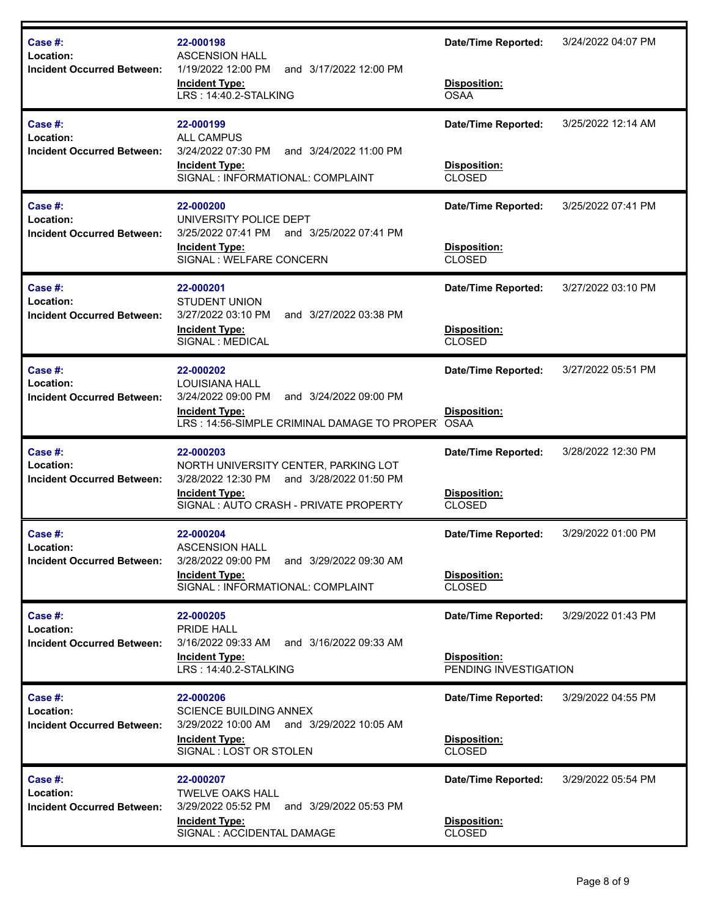| Case #: | Location: | Incident Occurred Between: | Incident Type: | Date/Time Reported: | Disposition: |
|---|---|---|---|---|---|
| 22-000198 | ASCENSION HALL | 1/19/2022 12:00 PM and 3/17/2022 12:00 PM | LRS : 14:40.2-STALKING | 3/24/2022 04:07 PM | OSAA |
| 22-000199 | ALL CAMPUS | 3/24/2022 07:30 PM and 3/24/2022 11:00 PM | SIGNAL : INFORMATIONAL: COMPLAINT | 3/25/2022 12:14 AM | CLOSED |
| 22-000200 | UNIVERSITY POLICE DEPT | 3/25/2022 07:41 PM and 3/25/2022 07:41 PM | SIGNAL : WELFARE CONCERN | 3/25/2022 07:41 PM | CLOSED |
| 22-000201 | STUDENT UNION | 3/27/2022 03:10 PM and 3/27/2022 03:38 PM | SIGNAL : MEDICAL | 3/27/2022 03:10 PM | CLOSED |
| 22-000202 | LOUISIANA HALL | 3/24/2022 09:00 PM and 3/24/2022 09:00 PM | LRS : 14:56-SIMPLE CRIMINAL DAMAGE TO PROPER | 3/27/2022 05:51 PM | OSAA |
| 22-000203 | NORTH UNIVERSITY CENTER, PARKING LOT | 3/28/2022 12:30 PM and 3/28/2022 01:50 PM | SIGNAL : AUTO CRASH - PRIVATE PROPERTY | 3/28/2022 12:30 PM | CLOSED |
| 22-000204 | ASCENSION HALL | 3/28/2022 09:00 PM and 3/29/2022 09:30 AM | SIGNAL : INFORMATIONAL: COMPLAINT | 3/29/2022 01:00 PM | CLOSED |
| 22-000205 | PRIDE HALL | 3/16/2022 09:33 AM and 3/16/2022 09:33 AM | LRS : 14:40.2-STALKING | 3/29/2022 01:43 PM | PENDING INVESTIGATION |
| 22-000206 | SCIENCE BUILDING ANNEX | 3/29/2022 10:00 AM and 3/29/2022 10:05 AM | SIGNAL : LOST OR STOLEN | 3/29/2022 04:55 PM | CLOSED |
| 22-000207 | TWELVE OAKS HALL | 3/29/2022 05:52 PM and 3/29/2022 05:53 PM | SIGNAL : ACCIDENTAL DAMAGE | 3/29/2022 05:54 PM | CLOSED |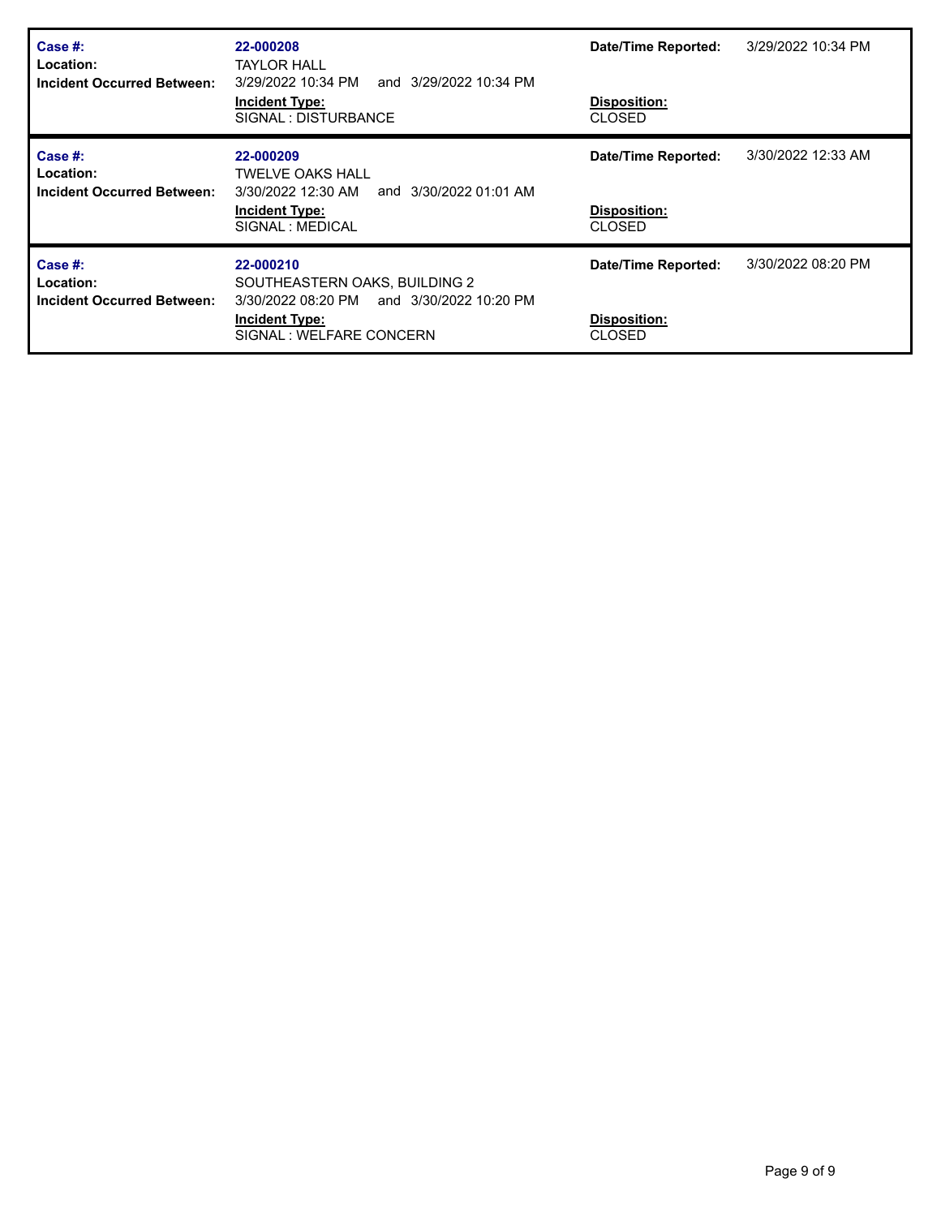| | | | |
|---|---|---|---|
| **Case #:** | **22-000208** | **Date/Time Reported:** | 3/29/2022 10:34 PM |
| **Location:** | TAYLOR HALL | | |
| **Incident Occurred Between:** | 3/29/2022 10:34 PM and 3/29/2022 10:34 PM | | |
| | **Incident Type:** SIGNAL : DISTURBANCE | **Disposition:** CLOSED | |

| | | | |
|---|---|---|---|
| **Case #:** | **22-000209** | **Date/Time Reported:** | 3/30/2022 12:33 AM |
| **Location:** | TWELVE OAKS HALL | | |
| **Incident Occurred Between:** | 3/30/2022 12:30 AM and 3/30/2022 01:01 AM | | |
| | **Incident Type:** SIGNAL : MEDICAL | **Disposition:** CLOSED | |

| | | | |
|---|---|---|---|
| **Case #:** | **22-000210** | **Date/Time Reported:** | 3/30/2022 08:20 PM |
| **Location:** | SOUTHEASTERN OAKS, BUILDING 2 | | |
| **Incident Occurred Between:** | 3/30/2022 08:20 PM and 3/30/2022 10:20 PM | | |
| | **Incident Type:** SIGNAL : WELFARE CONCERN | **Disposition:** CLOSED | |